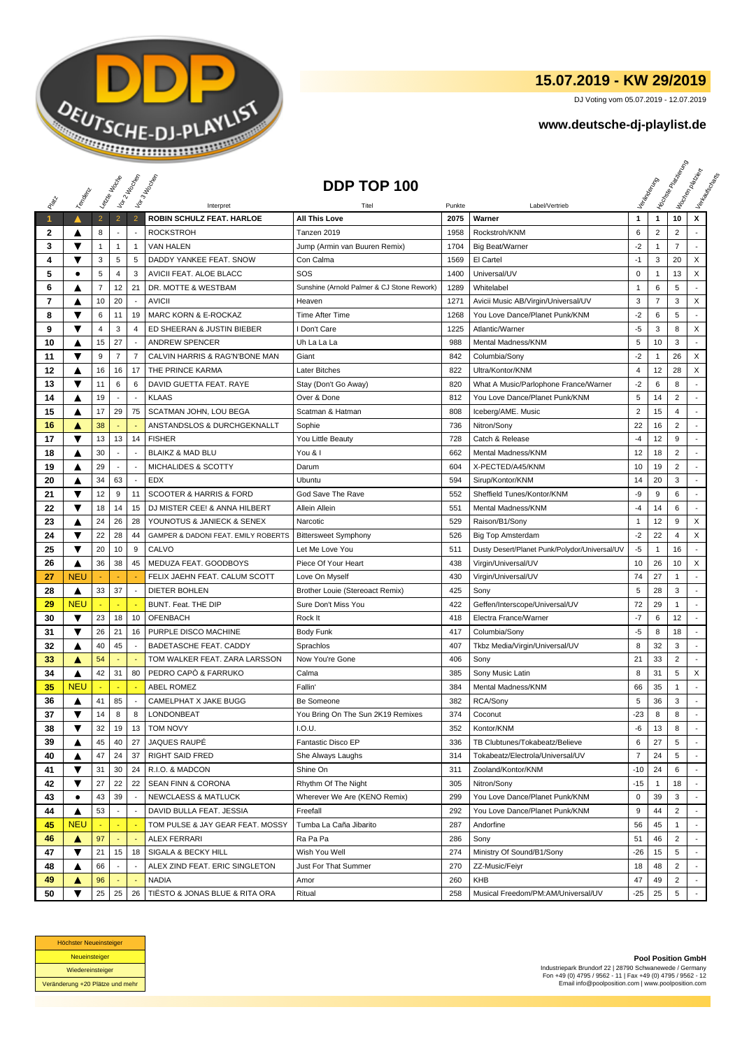# 15.07.2019 - KW 29/2019

DJ Voting vom 05.07.2019 - 12.07.2019

**www.deutsche-dj-playlist.de**

## DDP TOP 100

| Platz | Tendenz | Letzte Woche | Vor 2 Wochen | Vor 3 Wochen | Interpret | Titel | Punkte | Label/Vertrieb | Veränderung | Höchste Platzierung | Wochen platziert | Verkaufscharts |
|---|---|---|---|---|---|---|---|---|---|---|---|---|
| 1 | ▲ | 2 | 2 | 2 | ROBIN SCHULZ FEAT. HARLOE | All This Love | 2075 | Warner | 1 | 1 | 10 | X |
| 2 | ▲ | 8 | - | - | ROCKSTROH | Tanzen 2019 | 1958 | Rockstroh/KNM | 6 | 2 | 2 | - |
| 3 | ▼ | 1 | 1 | 1 | VAN HALEN | Jump (Armin van Buuren Remix) | 1704 | Big Beat/Warner | -2 | 1 | 7 | - |
| 4 | ▼ | 3 | 5 | 5 | DADDY YANKEE FEAT. SNOW | Con Calma | 1569 | El Cartel | -1 | 3 | 20 | X |
| 5 | ● | 5 | 4 | 3 | AVICII FEAT. ALOE BLACC | SOS | 1400 | Universal/UV | 0 | 1 | 13 | X |
| 6 | ▲ | 7 | 12 | 21 | DR. MOTTE & WESTBAM | Sunshine (Arnold Palmer & CJ Stone Rework) | 1289 | Whitelabel | 1 | 6 | 5 | - |
| 7 | ▲ | 10 | 20 | - | AVICII | Heaven | 1271 | Avicii Music AB/Virgin/Universal/UV | 3 | 7 | 3 | X |
| 8 | ▼ | 6 | 11 | 19 | MARC KORN & E-ROCKAZ | Time After Time | 1268 | You Love Dance/Planet Punk/KNM | -2 | 6 | 5 | - |
| 9 | ▼ | 4 | 3 | 4 | ED SHEERAN & JUSTIN BIEBER | I Don't Care | 1225 | Atlantic/Warner | -5 | 3 | 8 | X |
| 10 | ▲ | 15 | 27 | - | ANDREW SPENCER | Uh La La La | 988 | Mental Madness/KNM | 5 | 10 | 3 | - |
| 11 | ▼ | 9 | 7 | 7 | CALVIN HARRIS & RAG'N'BONE MAN | Giant | 842 | Columbia/Sony | -2 | 1 | 26 | X |
| 12 | ▲ | 16 | 16 | 17 | THE PRINCE KARMA | Later Bitches | 822 | Ultra/Kontor/KNM | 4 | 12 | 28 | X |
| 13 | ▼ | 11 | 6 | 6 | DAVID GUETTA FEAT. RAYE | Stay (Don't Go Away) | 820 | What A Music/Parlophone France/Warner | -2 | 6 | 8 | - |
| 14 | ▲ | 19 | - | - | KLAAS | Over & Done | 812 | You Love Dance/Planet Punk/KNM | 5 | 14 | 2 | - |
| 15 | ▲ | 17 | 29 | 75 | SCATMAN JOHN, LOU BEGA | Scatman & Hatman | 808 | Iceberg/AME. Music | 2 | 15 | 4 | - |
| 16 | ▲ | 38 | - | - | ANSTANDSLOS & DURCHGEKNALLT | Sophie | 736 | Nitron/Sony | 22 | 16 | 2 | - |
| 17 | ▼ | 13 | 13 | 14 | FISHER | You Little Beauty | 728 | Catch & Release | -4 | 12 | 9 | - |
| 18 | ▲ | 30 | - | - | BLAIKZ & MAD BLU | You & I | 662 | Mental Madness/KNM | 12 | 18 | 2 | - |
| 19 | ▲ | 29 | - | - | MICHALIDES & SCOTTY | Darum | 604 | X-PECTED/A45/KNM | 10 | 19 | 2 | - |
| 20 | ▲ | 34 | 63 | - | EDX | Ubuntu | 594 | Sirup/Kontor/KNM | 14 | 20 | 3 | - |
| 21 | ▼ | 12 | 9 | 11 | SCOOTER & HARRIS & FORD | God Save The Rave | 552 | Sheffield Tunes/Kontor/KNM | -9 | 9 | 6 | - |
| 22 | ▼ | 18 | 14 | 15 | DJ MISTER CEE! & ANNA HILBERT | Allein Allein | 551 | Mental Madness/KNM | -4 | 14 | 6 | - |
| 23 | ▲ | 24 | 26 | 28 | YOUNOTUS & JANIECK & SENEX | Narcotic | 529 | Raison/B1/Sony | 1 | 12 | 9 | X |
| 24 | ▼ | 22 | 28 | 44 | GAMPER & DADONI FEAT. EMILY ROBERTS | Bittersweet Symphony | 526 | Big Top Amsterdam | -2 | 22 | 4 | X |
| 25 | ▼ | 20 | 10 | 9 | CALVO | Let Me Love You | 511 | Dusty Desert/Planet Punk/Polydor/Universal/UV | -5 | 1 | 16 | - |
| 26 | ▲ | 36 | 38 | 45 | MEDUZA FEAT. GOODBOYS | Piece Of Your Heart | 438 | Virgin/Universal/UV | 10 | 26 | 10 | X |
| 27 | NEU | - | - | - | FELIX JAEHN FEAT. CALUM SCOTT | Love On Myself | 430 | Virgin/Universal/UV | 74 | 27 | 1 | - |
| 28 | ▲ | 33 | 37 | - | DIETER BOHLEN | Brother Louie (Stereoact Remix) | 425 | Sony | 5 | 28 | 3 | - |
| 29 | NEU | - | - | - | BUNT. Feat. THE DIP | Sure Don't Miss You | 422 | Geffen/Interscope/Universal/UV | 72 | 29 | 1 | - |
| 30 | ▼ | 23 | 18 | 10 | OFENBACH | Rock It | 418 | Electra France/Warner | -7 | 6 | 12 | - |
| 31 | ▼ | 26 | 21 | 16 | PURPLE DISCO MACHINE | Body Funk | 417 | Columbia/Sony | -5 | 8 | 18 | - |
| 32 | ▲ | 40 | 45 | - | BADETASCHE FEAT. CADDY | Sprachlos | 407 | Tkbz Media/Virgin/Universal/UV | 8 | 32 | 3 | - |
| 33 | ▲ | 54 | - | - | TOM WALKER FEAT. ZARA LARSSON | Now You're Gone | 406 | Sony | 21 | 33 | 2 | - |
| 34 | ▲ | 42 | 31 | 80 | PEDRO CAPÒ & FARRUKO | Calma | 385 | Sony Music Latin | 8 | 31 | 5 | X |
| 35 | NEU | - | - | - | ABEL ROMEZ | Fallin' | 384 | Mental Madness/KNM | 66 | 35 | 1 | - |
| 36 | ▲ | 41 | 85 | - | CAMELPHAT X JAKE BUGG | Be Someone | 382 | RCA/Sony | 5 | 36 | 3 | - |
| 37 | ▼ | 14 | 8 | 8 | LONDONBEAT | You Bring On The Sun 2K19 Remixes | 374 | Coconut | -23 | 8 | 8 | - |
| 38 | ▼ | 32 | 19 | 13 | TOM NOVY | I.O.U. | 352 | Kontor/KNM | -6 | 13 | 8 | - |
| 39 | ▲ | 45 | 40 | 27 | JAQUES RAUPÉ | Fantastic Disco EP | 336 | TB Clubtunes/Tokabeatz/Believe | 6 | 27 | 5 | - |
| 40 | ▲ | 47 | 24 | 37 | RIGHT SAID FRED | She Always Laughs | 314 | Tokabeatz/Electrola/Universal/UV | 7 | 24 | 5 | - |
| 41 | ▼ | 31 | 30 | 24 | R.I.O. & MADCON | Shine On | 311 | Zooland/Kontor/KNM | -10 | 24 | 6 | - |
| 42 | ▼ | 27 | 22 | 22 | SEAN FINN & CORONA | Rhythm Of The Night | 305 | Nitron/Sony | -15 | 1 | 18 | - |
| 43 | ● | 43 | 39 | - | NEWCLAESS & MATLUCK | Wherever We Are (KENO Remix) | 299 | You Love Dance/Planet Punk/KNM | 0 | 39 | 3 | - |
| 44 | ▲ | 53 | - | - | DAVID BULLA FEAT. JESSIA | Freefall | 292 | You Love Dance/Planet Punk/KNM | 9 | 44 | 2 | - |
| 45 | NEU | - | - | - | TOM PULSE & JAY GEAR FEAT. MOSSY | Tumba La Caña Jibarito | 287 | Andorfine | 56 | 45 | 1 | - |
| 46 | ▲ | 97 | - | - | ALEX FERRARI | Ra Pa Pa | 286 | Sony | 51 | 46 | 2 | - |
| 47 | ▼ | 21 | 15 | 18 | SIGALA & BECKY HILL | Wish You Well | 274 | Ministry Of Sound/B1/Sony | -26 | 15 | 5 | - |
| 48 | ▲ | 66 | - | - | ALEX ZIND FEAT. ERIC SINGLETON | Just For That Summer | 270 | ZZ-Music/Feiyr | 18 | 48 | 2 | - |
| 49 | ▲ | 96 | - | - | NADIA | Amor | 260 | KHB | 47 | 49 | 2 | - |
| 50 | ▼ | 25 | 25 | 26 | TIËSTO & JONAS BLUE & RITA ORA | Ritual | 258 | Musical Freedom/PM:AM/Universal/UV | -25 | 25 | 5 | - |

| Legende |
|---|
| Höchster Neueinsteiger |
| Neueinsteiger |
| Wiedereinsteiger |
| Veränderung +20 Plätze und mehr |

**Pool Position GmbH**
Industriepark Brundorf 22 | 28790 Schwanewede / Germany
Fon +49 (0) 4795 / 9562 - 11 | Fax +49 (0) 4795 / 9562 - 12
Email info@poolposition.com | www.poolposition.com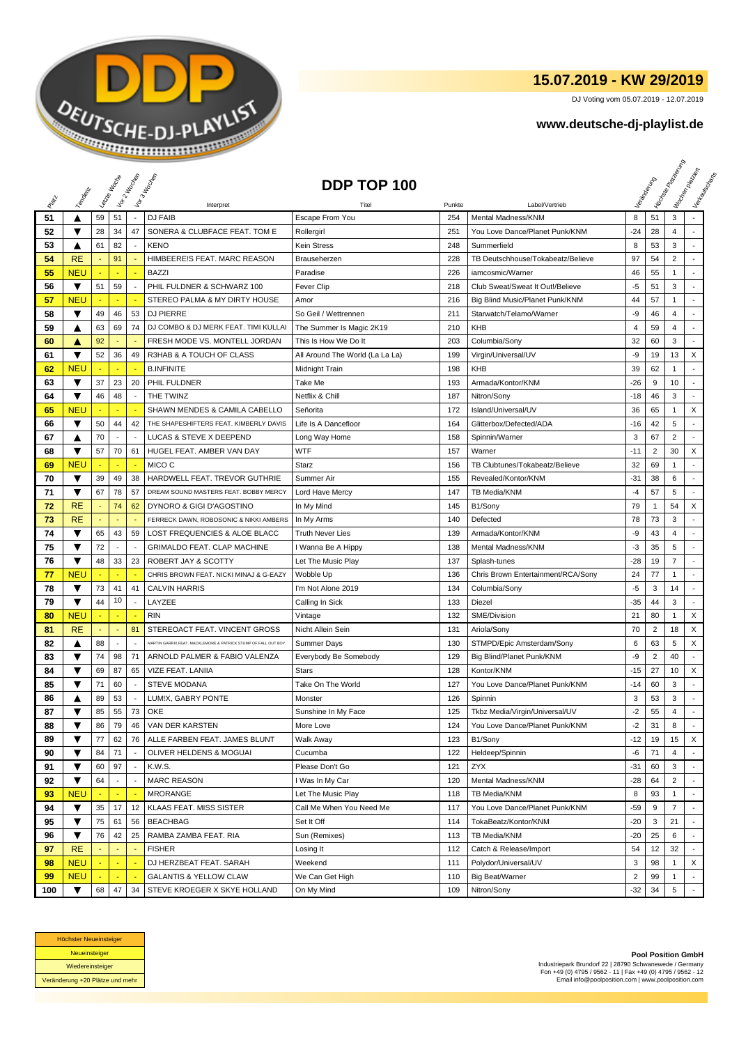## 15.07.2019 - KW 29/2019

DJ Voting vom 05.07.2019 - 12.07.2019

### www.deutsche-dj-playlist.de

# DDP TOP 100

| Platz | Tendenz | Letzte Woche | Vor 2 Wochen | Vor 3 Wochen | Interpret | Titel | Punkte | Label/Vertrieb | Veränderung | Höchste Platzierung | Wochen platziert | Verkaufscharts |
|---|---|---|---|---|---|---|---|---|---|---|---|---|
| 51 | ▲ | 59 | 51 | - | DJ FAIB | Escape From You | 254 | Mental Madness/KNM | 8 | 51 | 3 | - |
| 52 | ▼ | 28 | 34 | 47 | SONERA & CLUBFACE FEAT. TOM E | Rollergirl | 251 | You Love Dance/Planet Punk/KNM | -24 | 28 | 4 | - |
| 53 | ▲ | 61 | 82 | - | KENO | Kein Stress | 248 | Summerfield | 8 | 53 | 3 | - |
| 54 | RE | - | 91 | - | HIMBEERE!S FEAT. MARC REASON | Brauseherzen | 228 | TB Deutschhouse/Tokabeatz/Believe | 97 | 54 | 2 | - |
| 55 | NEU | - | - | - | BAZZI | Paradise | 226 | iamcosmic/Warner | 46 | 55 | 1 | - |
| 56 | ▼ | 51 | 59 | - | PHIL FULDNER & SCHWARZ 100 | Fever Clip | 218 | Club Sweat/Sweat It Out!/Believe | -5 | 51 | 3 | - |
| 57 | NEU | - | - | - | STEREO PALMA & MY DIRTY HOUSE | Amor | 216 | Big Blind Music/Planet Punk/KNM | 44 | 57 | 1 | - |
| 58 | ▼ | 49 | 46 | 53 | DJ PIERRE | So Geil / Wettrennen | 211 | Starwatch/Telamo/Warner | -9 | 46 | 4 | - |
| 59 | ▲ | 63 | 69 | 74 | DJ COMBO & DJ MERK FEAT. TIMI KULLAI | The Summer Is Magic 2K19 | 210 | KHB | 4 | 59 | 4 | - |
| 60 | ▲ | 92 | - | - | FRESH MODE VS. MONTELL JORDAN | This Is How We Do It | 203 | Columbia/Sony | 32 | 60 | 3 | - |
| 61 | ▼ | 52 | 36 | 49 | R3HAB & A TOUCH OF CLASS | All Around The World (La La La) | 199 | Virgin/Universal/UV | -9 | 19 | 13 | X |
| 62 | NEU | - | - | - | B.INFINITE | Midnight Train | 198 | KHB | 39 | 62 | 1 | - |
| 63 | ▼ | 37 | 23 | 20 | PHIL FULDNER | Take Me | 193 | Armada/Kontor/KNM | -26 | 9 | 10 | - |
| 64 | ▼ | 46 | 48 | - | THE TWINZ | Netflix & Chill | 187 | Nitron/Sony | -18 | 46 | 3 | - |
| 65 | NEU | - | - | - | SHAWN MENDES & CAMILA CABELLO | Señorita | 172 | Island/Universal/UV | 36 | 65 | 1 | X |
| 66 | ▼ | 50 | 44 | 42 | THE SHAPESHIFTERS FEAT. KIMBERLY DAVIS | Life Is A Dancefloor | 164 | Glitterbox/Defected/ADA | -16 | 42 | 5 | - |
| 67 | ▲ | 70 | - | - | LUCAS & STEVE X DEEPEND | Long Way Home | 158 | Spinnin/Warner | 3 | 67 | 2 | - |
| 68 | ▼ | 57 | 70 | 61 | HUGEL FEAT. AMBER VAN DAY | WTF | 157 | Warner | -11 | 2 | 30 | X |
| 69 | NEU | - | - | - | MICO C | Starz | 156 | TB Clubtunes/Tokabeatz/Believe | 32 | 69 | 1 | - |
| 70 | ▼ | 39 | 49 | 38 | HARDWELL FEAT. TREVOR GUTHRIE | Summer Air | 155 | Revealed/Kontor/KNM | -31 | 38 | 6 | - |
| 71 | ▼ | 67 | 78 | 57 | DREAM SOUND MASTERS FEAT. BOBBY MERCY | Lord Have Mercy | 147 | TB Media/KNM | -4 | 57 | 5 | - |
| 72 | RE | - | 74 | 62 | DYNORO & GIGI D'AGOSTINO | In My Mind | 145 | B1/Sony | 79 | 1 | 54 | X |
| 73 | RE | - | - | - | FERRECK DAWN, ROBOSONIC & NIKKI AMBERS | In My Arms | 140 | Defected | 78 | 73 | 3 | - |
| 74 | ▼ | 65 | 43 | 59 | LOST FREQUENCIES & ALOE BLACC | Truth Never Lies | 139 | Armada/Kontor/KNM | -9 | 43 | 4 | - |
| 75 | ▼ | 72 | - | - | GRIMALDO FEAT. CLAP MACHINE | I Wanna Be A Hippy | 138 | Mental Madness/KNM | -3 | 35 | 5 | - |
| 76 | ▼ | 48 | 33 | 23 | ROBERT JAY & SCOTTY | Let The Music Play | 137 | Splash-tunes | -28 | 19 | 7 | - |
| 77 | NEU | - | - | - | CHRIS BROWN FEAT. NICKI MINAJ & G-EAZY | Wobble Up | 136 | Chris Brown Entertainment/RCA/Sony | 24 | 77 | 1 | - |
| 78 | ▼ | 73 | 41 | 41 | CALVIN HARRIS | I'm Not Alone 2019 | 134 | Columbia/Sony | -5 | 3 | 14 | - |
| 79 | ▼ | 44 | 10 | - | LAYZEE | Calling In Sick | 133 | Diezel | -35 | 44 | 3 | - |
| 80 | NEU | - | - | - | RIN | Vintage | 132 | SME/Division | 21 | 80 | 1 | X |
| 81 | RE | - | - | 81 | STEREOACT FEAT. VINCENT GROSS | Nicht Allein Sein | 131 | Ariola/Sony | 70 | 2 | 18 | X |
| 82 | ▲ | 88 | - | - | MARTIN GARRIX FEAT. MACKLEMORE & PATRICK STUMP OF FALL OUT BOY | Summer Days | 130 | STMPD/Epic Amsterdam/Sony | 6 | 63 | 5 | X |
| 83 | ▼ | 74 | 98 | 71 | ARNOLD PALMER & FABIO VALENZA | Everybody Be Somebody | 129 | Big Blind/Planet Punk/KNM | -9 | 2 | 40 | - |
| 84 | ▼ | 69 | 87 | 65 | VIZE FEAT. LANIIA | Stars | 128 | Kontor/KNM | -15 | 27 | 10 | X |
| 85 | ▼ | 71 | 60 | - | STEVE MODANA | Take On The World | 127 | You Love Dance/Planet Punk/KNM | -14 | 60 | 3 | - |
| 86 | ▲ | 89 | 53 | - | LUM!X, GABRY PONTE | Monster | 126 | Spinnin | 3 | 53 | 3 | - |
| 87 | ▼ | 85 | 55 | 73 | OKE | Sunshine In My Face | 125 | Tkbz Media/Virgin/Universal/UV | -2 | 55 | 4 | - |
| 88 | ▼ | 86 | 79 | 46 | VAN DER KARSTEN | More Love | 124 | You Love Dance/Planet Punk/KNM | -2 | 31 | 8 | - |
| 89 | ▼ | 77 | 62 | 76 | ALLE FARBEN FEAT. JAMES BLUNT | Walk Away | 123 | B1/Sony | -12 | 19 | 15 | X |
| 90 | ▼ | 84 | 71 | - | OLIVER HELDENS & MOGUAI | Cucumba | 122 | Heldeep/Spinnin | -6 | 71 | 4 | - |
| 91 | ▼ | 60 | 97 | - | K.W.S. | Please Don't Go | 121 | ZYX | -31 | 60 | 3 | - |
| 92 | ▼ | 64 | - | - | MARC REASON | I Was In My Car | 120 | Mental Madness/KNM | -28 | 64 | 2 | - |
| 93 | NEU | - | - | - | MRORANGE | Let The Music Play | 118 | TB Media/KNM | 8 | 93 | 1 | - |
| 94 | ▼ | 35 | 17 | 12 | KLAAS FEAT. MISS SISTER | Call Me When You Need Me | 117 | You Love Dance/Planet Punk/KNM | -59 | 9 | 7 | - |
| 95 | ▼ | 75 | 61 | 56 | BEACHBAG | Set It Off | 114 | TokaBeatz/Kontor/KNM | -20 | 3 | 21 | - |
| 96 | ▼ | 76 | 42 | 25 | RAMBA ZAMBA FEAT. RIA | Sun (Remixes) | 113 | TB Media/KNM | -20 | 25 | 6 | - |
| 97 | RE | - | - | - | FISHER | Losing It | 112 | Catch & Release/Import | 54 | 12 | 32 | - |
| 98 | NEU | - | - | - | DJ HERZBEAT FEAT. SARAH | Weekend | 111 | Polydor/Universal/UV | 3 | 98 | 1 | X |
| 99 | NEU | - | - | - | GALANTIS & YELLOW CLAW | We Can Get High | 110 | Big Beat/Warner | 2 | 99 | 1 | - |
| 100 | ▼ | 68 | 47 | 34 | STEVE KROEGER X SKYE HOLLAND | On My Mind | 109 | Nitron/Sony | -32 | 34 | 5 | - |

Höchster Neueinsteiger
Neueinsteiger
Wiedereinsteiger
Veränderung +20 Plätze und mehr

**Pool Position GmbH**
Industriepark Brundorf 22 | 28790 Schwanewede / Germany
Fon +49 (0) 4795 / 9562 - 11 | Fax +49 (0) 4795 / 9562 - 12
Email info@poolposition.com | www.poolposition.com